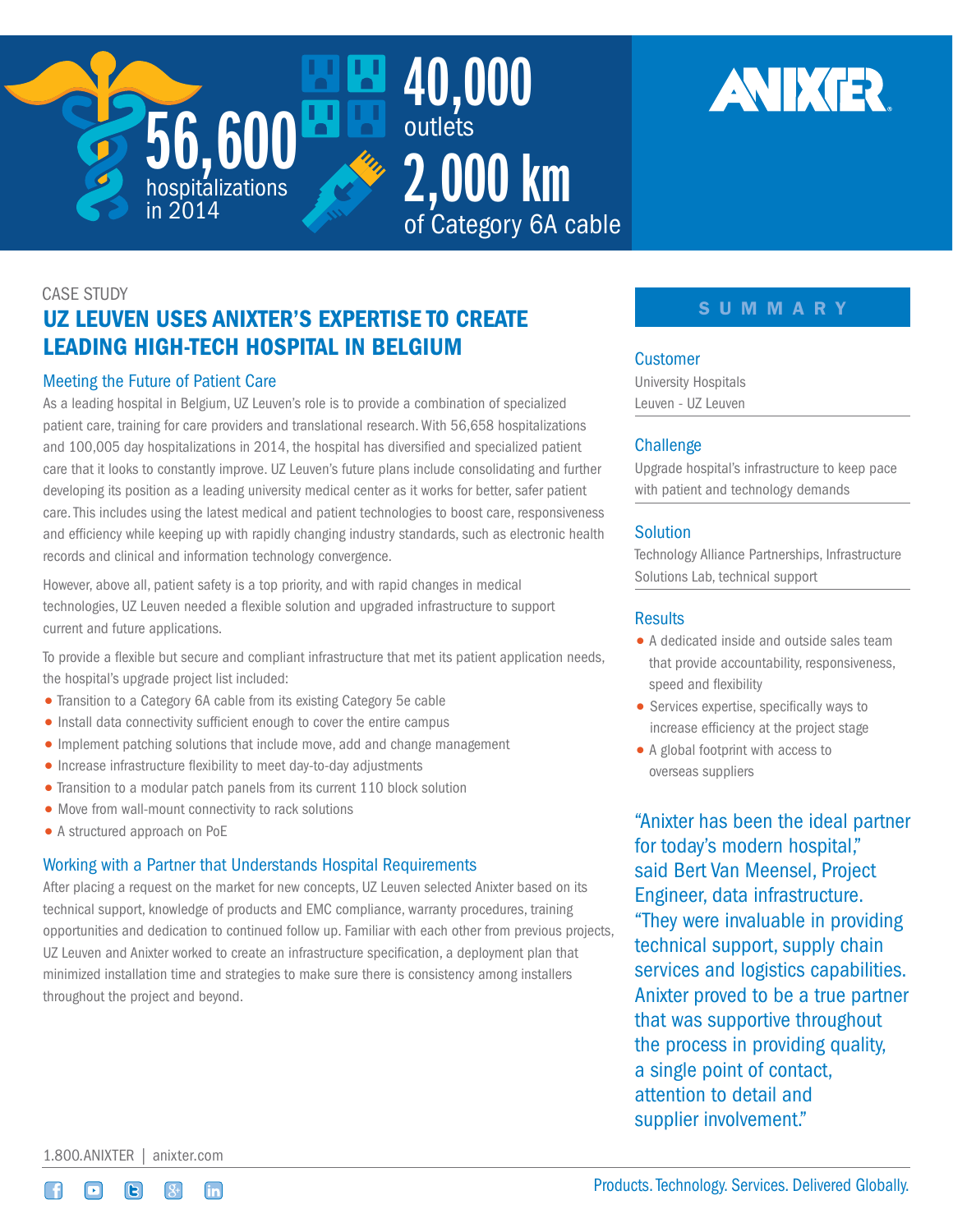56,600 hospitalizations in 2014

40,000 outlets

2,000 km of Category 6A cable

ANIXTER

CASE STUDY

# UZ LEUVEN USES ANIXTER'S EXPERTISE TO CREATE LEADING HIGH-TECH HOSPITAL IN BELGIUM

## Meeting the Future of Patient Care

As a leading hospital in Belgium, UZ Leuven's role is to provide a combination of specialized patient care, training for care providers and translational research. With 56,658 hospitalizations and 100,005 day hospitalizations in 2014, the hospital has diversified and specialized patient care that it looks to constantly improve. UZ Leuven's future plans include consolidating and further developing its position as a leading university medical center as it works for better, safer patient care. This includes using the latest medical and patient technologies to boost care, responsiveness and efficiency while keeping up with rapidly changing industry standards, such as electronic health records and clinical and information technology convergence.

However, above all, patient safety is a top priority, and with rapid changes in medical technologies, UZ Leuven needed a flexible solution and upgraded infrastructure to support current and future applications.

To provide a flexible but secure and compliant infrastructure that met its patient application needs, the hospital's upgrade project list included:

- Transition to a Category 6A cable from its existing Category 5e cable
- Install data connectivity sufficient enough to cover the entire campus
- Implement patching solutions that include move, add and change management
- Increase infrastructure flexibility to meet day-to-day adjustments
- Transition to a modular patch panels from its current 110 block solution
- Move from wall-mount connectivity to rack solutions
- A structured approach on PoE

## Working with a Partner that Understands Hospital Requirements

After placing a request on the market for new concepts, UZ Leuven selected Anixter based on its technical support, knowledge of products and EMC compliance, warranty procedures, training opportunities and dedication to continued follow up. Familiar with each other from previous projects, UZ Leuven and Anixter worked to create an infrastructure specification, a deployment plan that minimized installation time and strategies to make sure there is consistency among installers throughout the project and beyond.

## SUMMARY

### Customer

University Hospitals Leuven - UZ Leuven

### Challenge

Upgrade hospital's infrastructure to keep pace with patient and technology demands

### Solution

Technology Alliance Partnerships, Infrastructure Solutions Lab, technical support

### Results

- A dedicated inside and outside sales team that provide accountability, responsiveness, speed and flexibility
- Services expertise, specifically ways to increase efficiency at the project stage
- A global footprint with access to overseas suppliers

"Anixter has been the ideal partner for today's modern hospital," said Bert Van Meensel, Project Engineer, data infrastructure. "They were invaluable in providing technical support, supply chain services and logistics capabilities. Anixter proved to be a true partner that was supportive throughout the process in providing quality, a single point of contact, attention to detail and supplier involvement."

1.800.ANIXTER | anixter.com

Products. Technology. Services. Delivered Globally.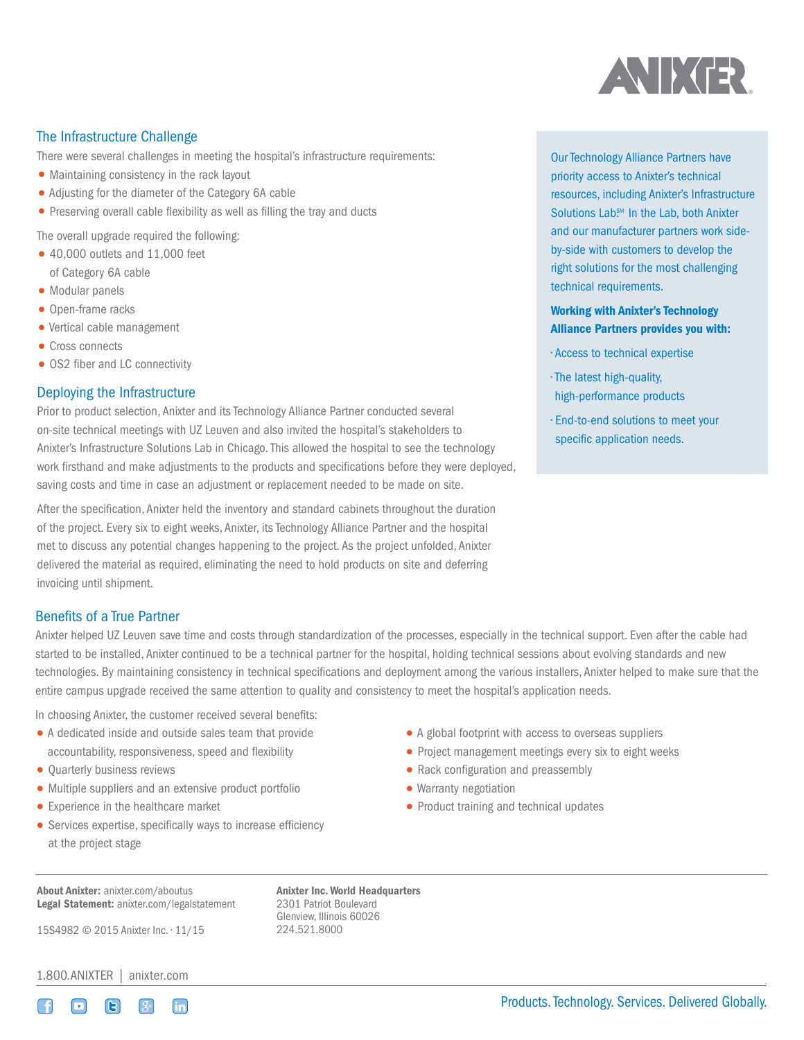## The Infrastructure Challenge

There were several challenges in meeting the hospital's infrastructure requirements:

- Maintaining consistency in the rack layout
- Adjusting for the diameter of the Category 6A cable
- Preserving overall cable flexibility as well as filling the tray and ducts

The overall upgrade required the following:

- 40,000 outlets and 11,000 feet of Category 6A cable
- Modular panels
- Open-frame racks
- Vertical cable management
- Cross connects
- OS2 fiber and LC connectivity

## Deploying the Infrastructure

Prior to product selection, Anixter and its Technology Alliance Partner conducted several on-site technical meetings with UZ Leuven and also invited the hospital's stakeholders to Anixter's Infrastructure Solutions Lab in Chicago. This allowed the hospital to see the technology work firsthand and make adjustments to the products and specifications before they were deployed, saving costs and time in case an adjustment or replacement needed to be made on site.

After the specification, Anixter held the inventory and standard cabinets throughout the duration of the project. Every six to eight weeks, Anixter, its Technology Alliance Partner and the hospital met to discuss any potential changes happening to the project. As the project unfolded, Anixter delivered the material as required, eliminating the need to hold products on site and deferring invoicing until shipment.

Our Technology Alliance Partners have priority access to Anixter's technical resources, including Anixter's Infrastructure Solutions Lab.SM In the Lab, both Anixter and our manufacturer partners work side-by-side with customers to develop the right solutions for the most challenging technical requirements.

**Working with Anixter's Technology Alliance Partners provides you with:**

- Access to technical expertise
- The latest high-quality, high-performance products
- End-to-end solutions to meet your specific application needs.

## Benefits of a True Partner

Anixter helped UZ Leuven save time and costs through standardization of the processes, especially in the technical support. Even after the cable had started to be installed, Anixter continued to be a technical partner for the hospital, holding technical sessions about evolving standards and new technologies. By maintaining consistency in technical specifications and deployment among the various installers, Anixter helped to make sure that the entire campus upgrade received the same attention to quality and consistency to meet the hospital's application needs.

In choosing Anixter, the customer received several benefits:

- A dedicated inside and outside sales team that provide accountability, responsiveness, speed and flexibility
- Quarterly business reviews
- Multiple suppliers and an extensive product portfolio
- Experience in the healthcare market
- Services expertise, specifically ways to increase efficiency at the project stage
- A global footprint with access to overseas suppliers
- Project management meetings every six to eight weeks
- Rack configuration and preassembly
- Warranty negotiation
- Product training and technical updates

**About Anixter:** anixter.com/aboutus
**Legal Statement:** anixter.com/legalstatement

15S4982 © 2015 Anixter Inc. · 11/15

**Anixter Inc. World Headquarters**
2301 Patriot Boulevard
Glenview, Illinois 60026
224.521.8000

1.800.ANIXTER | anixter.com

Products. Technology. Services. Delivered Globally.